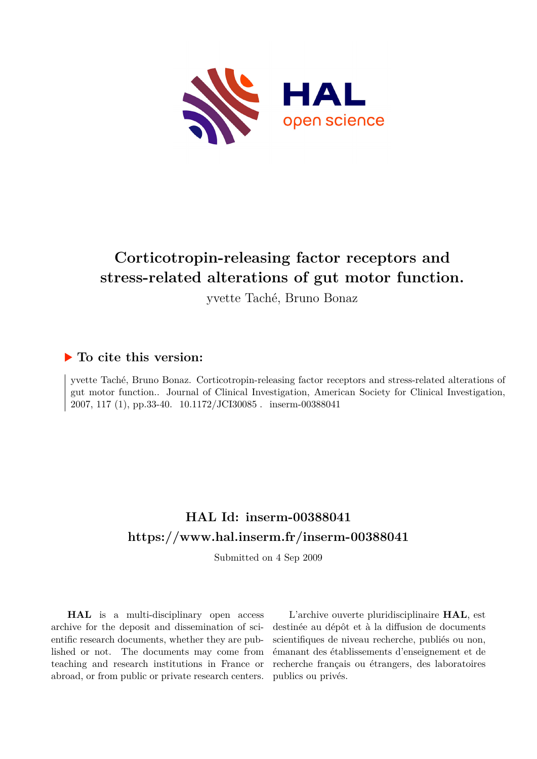# Corticotropin-releasing factor receptors and stress-related alterations of gut motor function.

yvette Taché, Bruno Bonaz

## ▶ To cite this version:

yvette Taché, Bruno Bonaz. Corticotropin-releasing factor receptors and stress-related alterations of gut motor function.. Journal of Clinical Investigation, American Society for Clinical Investigation, 2007, 117 (1), pp.33-40. 10.1172/JCI30085 . inserm-00388041

## HAL Id: inserm-00388041

## https://www.hal.inserm.fr/inserm-00388041

Submitted on 4 Sep 2009

**HAL** is a multi-disciplinary open access archive for the deposit and dissemination of scientific research documents, whether they are published or not. The documents may come from teaching and research institutions in France or abroad, or from public or private research centers.

L'archive ouverte pluridisciplinaire **HAL**, est destinée au dépôt et à la diffusion de documents scientifiques de niveau recherche, publiés ou non, émanant des établissements d'enseignement et de recherche français ou étrangers, des laboratoires publics ou privés.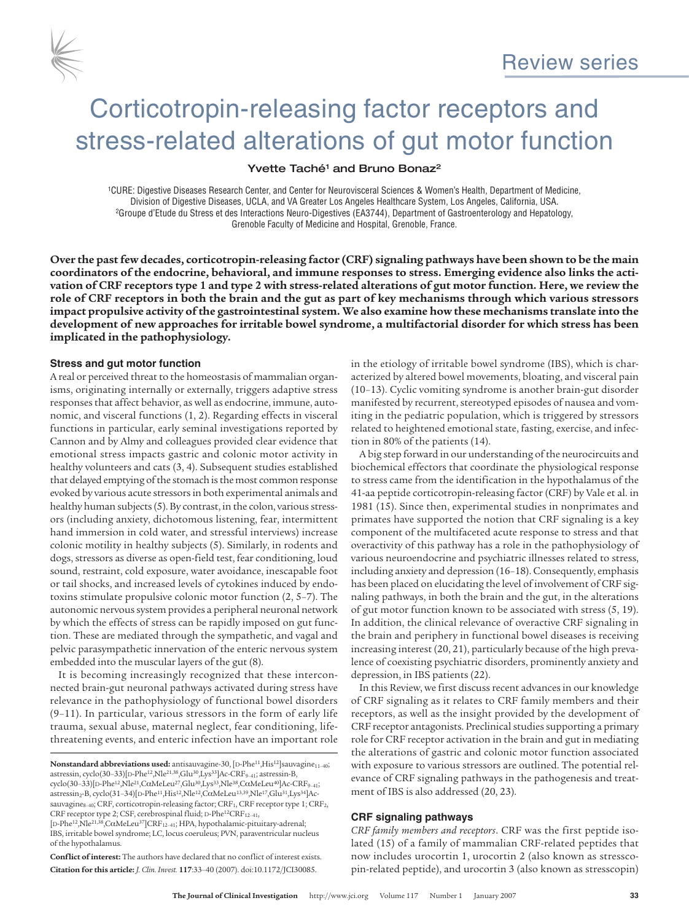Review series

# Corticotropin-releasing factor receptors and stress-related alterations of gut motor function

**Yvette Taché[1] and Bruno Bonaz[2]**

[1]CURE: Digestive Diseases Research Center, and Center for Neurovisceral Sciences & Women's Health, Department of Medicine, Division of Digestive Diseases, UCLA, and VA Greater Los Angeles Healthcare System, Los Angeles, California, USA. [2]Groupe d'Etude du Stress et des Interactions Neuro-Digestives (EA3744), Department of Gastroenterology and Hepatology, Grenoble Faculty of Medicine and Hospital, Grenoble, France.

**Over the past few decades, corticotropin-releasing factor (CRF) signaling pathways have been shown to be the main coordinators of the endocrine, behavioral, and immune responses to stress. Emerging evidence also links the activation of CRF receptors type 1 and type 2 with stress-related alterations of gut motor function. Here, we review the role of CRF receptors in both the brain and the gut as part of key mechanisms through which various stressors impact propulsive activity of the gastrointestinal system. We also examine how these mechanisms translate into the development of new approaches for irritable bowel syndrome, a multifactorial disorder for which stress has been implicated in the pathophysiology.**

## Stress and gut motor function

A real or perceived threat to the homeostasis of mammalian organisms, originating internally or externally, triggers adaptive stress responses that affect behavior, as well as endocrine, immune, autonomic, and visceral functions (1, 2). Regarding effects in visceral functions in particular, early seminal investigations reported by Cannon and by Almy and colleagues provided clear evidence that emotional stress impacts gastric and colonic motor activity in healthy volunteers and cats (3, 4). Subsequent studies established that delayed emptying of the stomach is the most common response evoked by various acute stressors in both experimental animals and healthy human subjects (5). By contrast, in the colon, various stressors (including anxiety, dichotomous listening, fear, intermittent hand immersion in cold water, and stressful interviews) increase colonic motility in healthy subjects (5). Similarly, in rodents and dogs, stressors as diverse as open-field test, fear conditioning, loud sound, restraint, cold exposure, water avoidance, inescapable foot or tail shocks, and increased levels of cytokines induced by endotoxins stimulate propulsive colonic motor function (2, 5–7). The autonomic nervous system provides a peripheral neuronal network by which the effects of stress can be rapidly imposed on gut function. These are mediated through the sympathetic, and vagal and pelvic parasympathetic innervation of the enteric nervous system embedded into the muscular layers of the gut (8).

It is becoming increasingly recognized that these interconnected brain-gut neuronal pathways activated during stress have relevance in the pathophysiology of functional bowel disorders (9–11). In particular, various stressors in the form of early life trauma, sexual abuse, maternal neglect, fear conditioning, life-threatening events, and enteric infection have an important role in the etiology of irritable bowel syndrome (IBS), which is characterized by altered bowel movements, bloating, and visceral pain (10–13). Cyclic vomiting syndrome is another brain-gut disorder manifested by recurrent, stereotyped episodes of nausea and vomiting in the pediatric population, which is triggered by stressors related to heightened emotional state, fasting, exercise, and infection in 80% of the patients (14).

A big step forward in our understanding of the neurocircuits and biochemical effectors that coordinate the physiological response to stress came from the identification in the hypothalamus of the 41-aa peptide corticotropin-releasing factor (CRF) by Vale et al. in 1981 (15). Since then, experimental studies in nonprimates and primates have supported the notion that CRF signaling is a key component of the multifaceted acute response to stress and that overactivity of this pathway has a role in the pathophysiology of various neuroendocrine and psychiatric illnesses related to stress, including anxiety and depression (16–18). Consequently, emphasis has been placed on elucidating the level of involvement of CRF signaling pathways, in both the brain and the gut, in the alterations of gut motor function known to be associated with stress (5, 19). In addition, the clinical relevance of overactive CRF signaling in the brain and periphery in functional bowel diseases is receiving increasing interest (20, 21), particularly because of the high prevalence of coexisting psychiatric disorders, prominently anxiety and depression, in IBS patients (22).

In this Review, we first discuss recent advances in our knowledge of CRF signaling as it relates to CRF family members and their receptors, as well as the insight provided by the development of CRF receptor antagonists. Preclinical studies supporting a primary role for CRF receptor activation in the brain and gut in mediating the alterations of gastric and colonic motor function associated with exposure to various stressors are outlined. The potential relevance of CRF signaling pathways in the pathogenesis and treatment of IBS is also addressed (20, 23).

## CRF signaling pathways

*CRF family members and receptors*. CRF was the first peptide isolated (15) of a family of mammalian CRF-related peptides that now includes urocortin 1, urocortin 2 (also known as stresscopin-related peptide), and urocortin 3 (also known as stresscopin)

**Nonstandard abbreviations used:** antisauvagine-30, [D-Phe[11],His[12]]sauvagine$_{11-40}$; astressin, cyclo(30–33)[D-Phe[12],Nle[21,38],Glu[30],Lys[33]]Ac-CRF$_{9-41}$; astressin-B, cyclo(30–33)[D-Phe[12],Nle[21],CαMeLeu[27],Glu[30],Lys[33],Nle[38],CαMeLeu[40]]Ac-CRF$_{9-41}$; astressin$_2$-B, cyclo(31–34)[D-Phe[11],His[12],Nle[12],CαMeLeu[13,39],Nle[17],Glu[31],Lys[34]]Ac-sauvagine$_{8-40}$; CRF, corticotropin-releasing factor; CRF$_1$, CRF receptor type 1; CRF$_2$, CRF receptor type 2; CSF, cerebrospinal fluid; D-Phe[12]CRF$_{12-41}$, [D-Phe[12],Nle[21,38],CαMeLeu[37]]CRF$_{12-41}$; HPA, hypothalamic-pituitary-adrenal; IBS, irritable bowel syndrome; LC, locus coeruleus; PVN, paraventricular nucleus of the hypothalamus.

**Conflict of interest:** The authors have declared that no conflict of interest exists.

**Citation for this article:** *J. Clin. Invest.* **117**:33–40 (2007). doi:10.1172/JCI30085.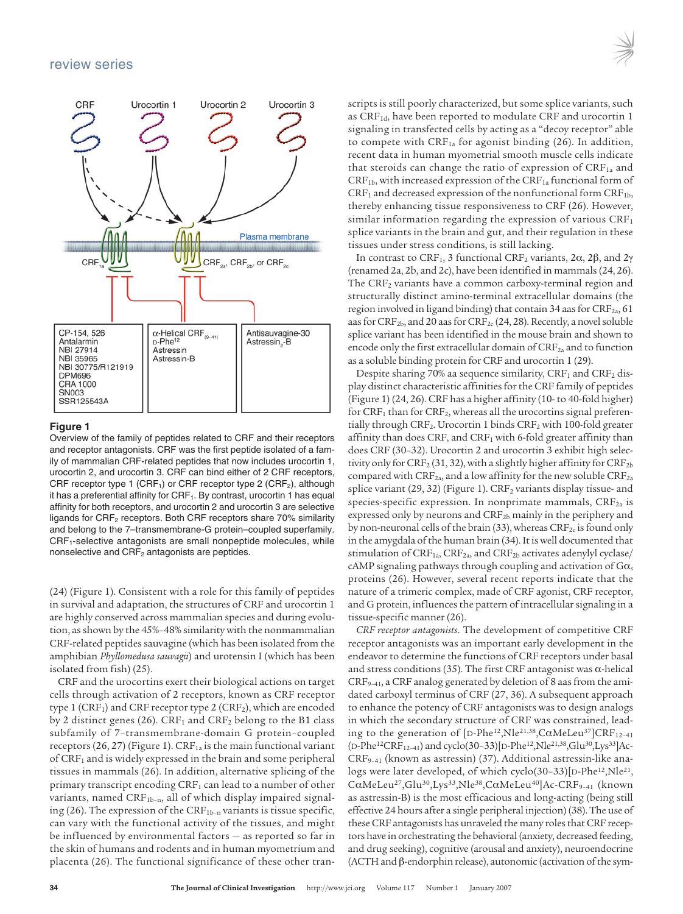**Figure 1**

Overview of the family of peptides related to CRF and their receptors and receptor antagonists. CRF was the first peptide isolated of a family of mammalian CRF-related peptides that now includes urocortin 1, urocortin 2, and urocortin 3. CRF can bind either of 2 CRF receptors, CRF receptor type 1 ($CRF_1$) or CRF receptor type 2 ($CRF_2$), although it has a preferential affinity for $CRF_1$. By contrast, urocortin 1 has equal affinity for both receptors, and urocortin 2 and urocortin 3 are selective ligands for $CRF_2$ receptors. Both CRF receptors share 70% similarity and belong to the 7–transmembrane-G protein–coupled superfamily. $CRF_1$-selective antagonists are small nonpeptide molecules, while nonselective and $CRF_2$ antagonists are peptides.

(24) (Figure 1). Consistent with a role for this family of peptides in survival and adaptation, the structures of CRF and urocortin 1 are highly conserved across mammalian species and during evolution, as shown by the 45%–48% similarity with the nonmammalian CRF-related peptides sauvagine (which has been isolated from the amphibian *Phyllomedusa sauvagii*) and urotensin I (which has been isolated from fish) (25).

CRF and the urocortins exert their biological actions on target cells through activation of 2 receptors, known as CRF receptor type 1 ($CRF_1$) and CRF receptor type 2 ($CRF_2$), which are encoded by 2 distinct genes (26). $CRF_1$ and $CRF_2$ belong to the B1 class subfamily of 7-transmembrane-domain G protein–coupled receptors (26, 27) (Figure 1). $CRF_{1a}$ is the main functional variant of $CRF_1$ and is widely expressed in the brain and some peripheral tissues in mammals (26). In addition, alternative splicing of the primary transcript encoding $CRF_1$ can lead to a number of other variants, named $CRF_{1b–n}$, all of which display impaired signaling (26). The expression of the $CRF_{1b–n}$ variants is tissue specific, can vary with the functional activity of the tissues, and might be influenced by environmental factors — as reported so far in the skin of humans and rodents and in human myometrium and placenta (26). The functional significance of these other transcripts is still poorly characterized, but some splice variants, such as $CRF_{1d}$, have been reported to modulate CRF and urocortin 1 signaling in transfected cells by acting as a "decoy receptor" able to compete with $CRF_{1a}$ for agonist binding (26). In addition, recent data in human myometrial smooth muscle cells indicate that steroids can change the ratio of expression of $CRF_{1a}$ and $CRF_{1b}$, with increased expression of the $CRF_{1a}$ functional form of $CRF_1$ and decreased expression of the nonfunctional form $CRF_{1b}$, thereby enhancing tissue responsiveness to CRF (26). However, similar information regarding the expression of various $CRF_1$ splice variants in the brain and gut, and their regulation in these tissues under stress conditions, is still lacking.

In contrast to $CRF_1$, 3 functional $CRF_2$ variants, 2α, 2β, and 2γ (renamed 2a, 2b, and 2c), have been identified in mammals (24, 26). The $CRF_2$ variants have a common carboxy-terminal region and structurally distinct amino-terminal extracellular domains (the region involved in ligand binding) that contain 34 aas for $CRF_{2a}$, 61 aas for $CRF_{2b}$, and 20 aas for $CRF_{2c}$ (24, 28). Recently, a novel soluble splice variant has been identified in the mouse brain and shown to encode only the first extracellular domain of $CRF_{2a}$ and to function as a soluble binding protein for CRF and urocortin 1 (29).

Despite sharing 70% aa sequence similarity, $CRF_1$ and $CRF_2$ display distinct characteristic affinities for the CRF family of peptides (Figure 1) (24, 26). CRF has a higher affinity (10- to 40-fold higher) for $CRF_1$ than for $CRF_2$, whereas all the urocortins signal preferentially through $CRF_2$. Urocortin 1 binds $CRF_2$ with 100-fold greater affinity than does CRF, and $CRF_1$ with 6-fold greater affinity than does CRF (30–32). Urocortin 2 and urocortin 3 exhibit high selectivity only for $CRF_2$ (31, 32), with a slightly higher affinity for $CRF_{2b}$ compared with $CRF_{2a}$, and a low affinity for the new soluble $CRF_{2a}$ splice variant (29, 32) (Figure 1). $CRF_2$ variants display tissue- and species-specific expression. In nonprimate mammals, $CRF_{2a}$ is expressed only by neurons and $CRF_{2b}$ mainly in the periphery and by non-neuronal cells of the brain (33), whereas $CRF_{2c}$ is found only in the amygdala of the human brain (34). It is well documented that stimulation of $CRF_{1a}$, $CRF_{2a}$, and $CRF_{2b}$ activates adenylyl cyclase/cAMP signaling pathways through coupling and activation of $G\alpha_s$ proteins (26). However, several recent reports indicate that the nature of a trimeric complex, made of CRF agonist, CRF receptor, and G protein, influences the pattern of intracellular signaling in a tissue-specific manner (26).

*CRF receptor antagonists*. The development of competitive CRF receptor antagonists was an important early development in the endeavor to determine the functions of CRF receptors under basal and stress conditions (35). The first CRF antagonist was α-helical $CRF_{9–41}$, a CRF analog generated by deletion of 8 aas from the amidated carboxyl terminus of CRF (27, 36). A subsequent approach to enhance the potency of CRF antagonists was to design analogs in which the secondary structure of CRF was constrained, leading to the generation of [D-Phe[12],Nle[21,38],CαMeLeu[37]]$CRF_{12–41}$ (D-Phe[12]$CRF_{12–41}$) and cyclo(30–33)[D-Phe[12],Nle[21,38],Glu[30],Lys[33]]Ac-$CRF_{9–41}$ (known as astressin) (37). Additional astressin-like analogs were later developed, of which cyclo(30–33)[D-Phe[12],Nle[21],CαMeLeu[27],Glu[30],Lys[33],Nle[38],CαMeLeu[40]]Ac-$CRF_{9–41}$ (known as astressin-B) is the most efficacious and long-acting (being still effective 24 hours after a single peripheral injection) (38). The use of these CRF antagonists has unraveled the many roles that CRF receptors have in orchestrating the behavioral (anxiety, decreased feeding, and drug seeking), cognitive (arousal and anxiety), neuroendocrine (ACTH and β-endorphin release), autonomic (activation of the sym-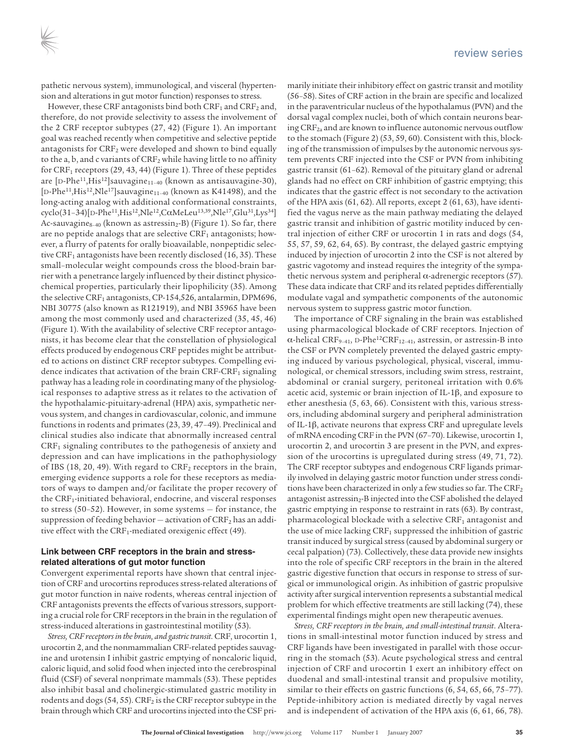pathetic nervous system), immunological, and visceral (hypertension and alterations in gut motor function) responses to stress.

However, these CRF antagonists bind both $CRF_1$ and $CRF_2$ and, therefore, do not provide selectivity to assess the involvement of the 2 CRF receptor subtypes (27, 42) (Figure 1). An important goal was reached recently when competitive and selective peptide antagonists for $CRF_2$ were developed and shown to bind equally to the a, b, and c variants of $CRF_2$ while having little to no affinity for $CRF_1$ receptors (29, 43, 44) (Figure 1). Three of these peptides are [D-Phe[11],His[12]]sauvagine$_{11-40}$ (known as antisauvagine-30), [D-Phe[11],His[12],Nle[17]]sauvagine$_{11-40}$ (known as K41498), and the long-acting analog with additional conformational constraints, cyclo(31–34)[D-Phe[11],His[12],Nle[12],CαMeLeu[13,39],Nle[17],Glu[31],Lys[34]] Ac-sauvagine$_{8-40}$ (known as astressin$_2$-B) (Figure 1). So far, there are no peptide analogs that are selective $CRF_1$ antagonists; however, a flurry of patents for orally bioavailable, nonpeptidic selective $CRF_1$ antagonists have been recently disclosed (16, 35). These small–molecular weight compounds cross the blood-brain barrier with a penetrance largely influenced by their distinct physicochemical properties, particularly their lipophilicity (35). Among the selective $CRF_1$ antagonists, CP-154,526, antalarmin, DPM696, NBI 30775 (also known as R121919), and NBI 35965 have been among the most commonly used and characterized (35, 45, 46) (Figure 1). With the availability of selective CRF receptor antagonists, it has become clear that the constellation of physiological effects produced by endogenous CRF peptides might be attributed to actions on distinct CRF receptor subtypes. Compelling evidence indicates that activation of the brain CRF-$CRF_1$ signaling pathway has a leading role in coordinating many of the physiological responses to adaptive stress as it relates to the activation of the hypothalamic-pituitary-adrenal (HPA) axis, sympathetic nervous system, and changes in cardiovascular, colonic, and immune functions in rodents and primates (23, 39, 47–49). Preclinical and clinical studies also indicate that abnormally increased central $CRF_1$ signaling contributes to the pathogenesis of anxiety and depression and can have implications in the pathophysiology of IBS (18, 20, 49). With regard to $CRF_2$ receptors in the brain, emerging evidence supports a role for these receptors as mediators of ways to dampen and/or facilitate the proper recovery of the $CRF_1$-initiated behavioral, endocrine, and visceral responses to stress (50–52). However, in some systems — for instance, the suppression of feeding behavior — activation of $CRF_2$ has an additive effect with the $CRF_1$-mediated orexigenic effect (49).

### Link between CRF receptors in the brain and stress-related alterations of gut motor function

Convergent experimental reports have shown that central injection of CRF and urocortins reproduces stress-related alterations of gut motor function in naive rodents, whereas central injection of CRF antagonists prevents the effects of various stressors, supporting a crucial role for CRF receptors in the brain in the regulation of stress-induced alterations in gastrointestinal motility (53).

*Stress, CRF receptors in the brain, and gastric transit.* CRF, urocortin 1, urocortin 2, and the nonmammalian CRF-related peptides sauvagine and urotensin I inhibit gastric emptying of noncaloric liquid, caloric liquid, and solid food when injected into the cerebrospinal fluid (CSF) of several nonprimate mammals (53). These peptides also inhibit basal and cholinergic-stimulated gastric motility in rodents and dogs (54, 55). $CRF_2$ is the CRF receptor subtype in the brain through which CRF and urocortins injected into the CSF primarily initiate their inhibitory effect on gastric transit and motility (56–58). Sites of CRF action in the brain are specific and localized in the paraventricular nucleus of the hypothalamus (PVN) and the dorsal vagal complex nuclei, both of which contain neurons bearing $CRF_{2a}$ and are known to influence autonomic nervous outflow to the stomach (Figure 2) (53, 59, 60). Consistent with this, blocking of the transmission of impulses by the autonomic nervous system prevents CRF injected into the CSF or PVN from inhibiting gastric transit (61–62). Removal of the pituitary gland or adrenal glands had no effect on CRF inhibition of gastric emptying; this indicates that the gastric effect is not secondary to the activation of the HPA axis (61, 62). All reports, except 2 (61, 63), have identified the vagus nerve as the main pathway mediating the delayed gastric transit and inhibition of gastric motility induced by central injection of either CRF or urocortin 1 in rats and dogs (54, 55, 57, 59, 62, 64, 65). By contrast, the delayed gastric emptying induced by injection of urocortin 2 into the CSF is not altered by gastric vagotomy and instead requires the integrity of the sympathetic nervous system and peripheral α-adrenergic receptors (57). These data indicate that CRF and its related peptides differentially modulate vagal and sympathetic components of the autonomic nervous system to suppress gastric motor function.

The importance of CRF signaling in the brain was established using pharmacological blockade of CRF receptors. Injection of α-helical $CRF_{9-41}$, D-Phe[12]$CRF_{12-41}$, astressin, or astressin-B into the CSF or PVN completely prevented the delayed gastric emptying induced by various psychological, physical, visceral, immunological, or chemical stressors, including swim stress, restraint, abdominal or cranial surgery, peritoneal irritation with 0.6% acetic acid, systemic or brain injection of IL-1β, and exposure to ether anesthesia (5, 63, 66). Consistent with this, various stressors, including abdominal surgery and peripheral administration of IL-1β, activate neurons that express CRF and upregulate levels of mRNA encoding CRF in the PVN (67–70). Likewise, urocortin 1, urocortin 2, and urocortin 3 are present in the PVN, and expression of the urocortins is upregulated during stress (49, 71, 72). The CRF receptor subtypes and endogenous CRF ligands primarily involved in delaying gastric motor function under stress conditions have been characterized in only a few studies so far. The $CRF_2$ antagonist astressin$_2$-B injected into the CSF abolished the delayed gastric emptying in response to restraint in rats (63). By contrast, pharmacological blockade with a selective $CRF_1$ antagonist and the use of mice lacking $CRF_1$ suppressed the inhibition of gastric transit induced by surgical stress (caused by abdominal surgery or cecal palpation) (73). Collectively, these data provide new insights into the role of specific CRF receptors in the brain in the altered gastric digestive function that occurs in response to stress of surgical or immunological origin. As inhibition of gastric propulsive activity after surgical intervention represents a substantial medical problem for which effective treatments are still lacking (74), these experimental findings might open new therapeutic avenues.

*Stress, CRF receptors in the brain, and small-intestinal transit.* Alterations in small-intestinal motor function induced by stress and CRF ligands have been investigated in parallel with those occurring in the stomach (53). Acute psychological stress and central injection of CRF and urocortin 1 exert an inhibitory effect on duodenal and small-intestinal transit and propulsive motility, similar to their effects on gastric functions (6, 54, 65, 66, 75–77). Peptide-inhibitory action is mediated directly by vagal nerves and is independent of activation of the HPA axis (6, 61, 66, 78).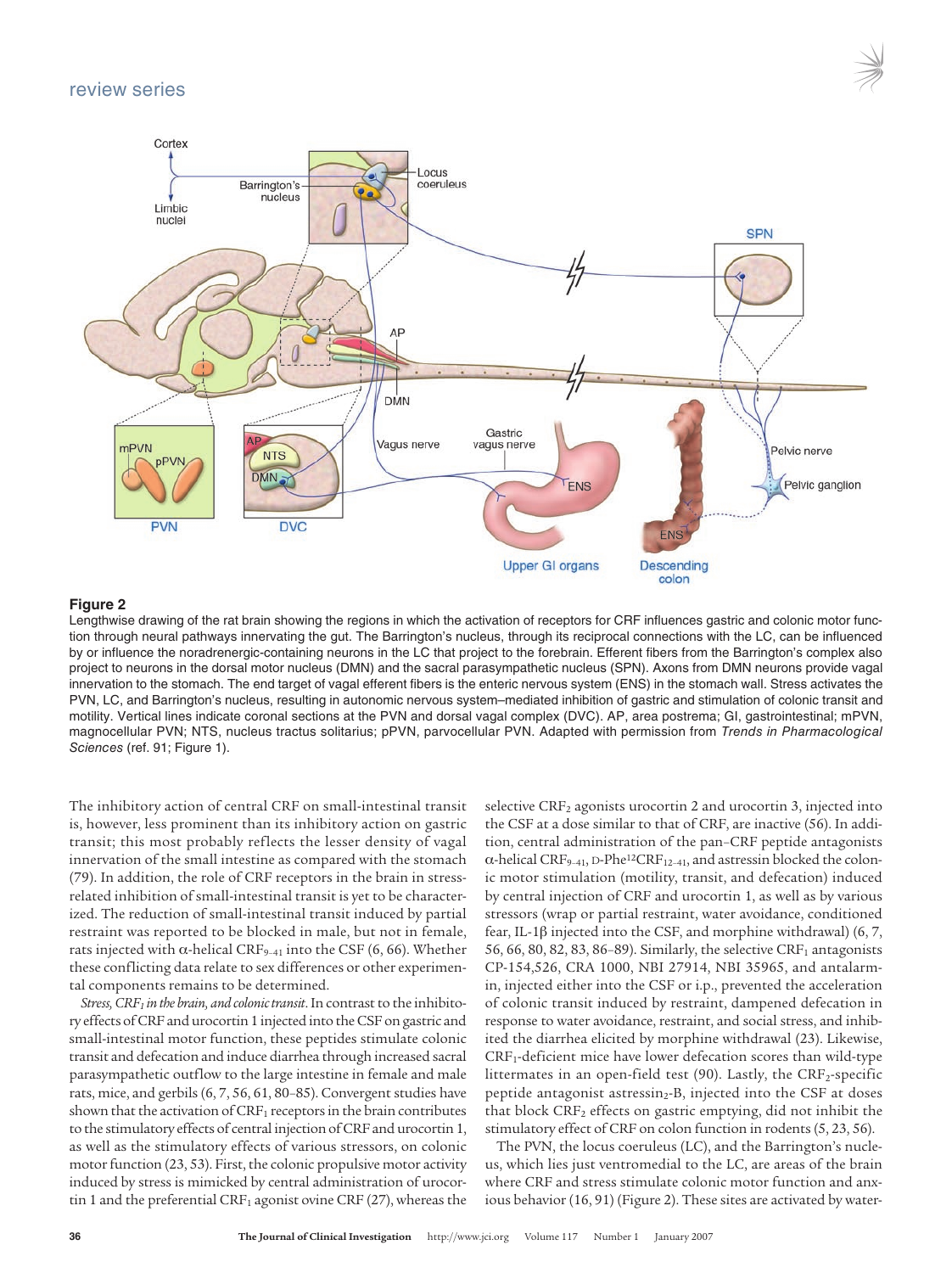**Figure 2**

Lengthwise drawing of the rat brain showing the regions in which the activation of receptors for CRF influences gastric and colonic motor function through neural pathways innervating the gut. The Barrington's nucleus, through its reciprocal connections with the LC, can be influenced by or influence the noradrenergic-containing neurons in the LC that project to the forebrain. Efferent fibers from the Barrington's complex also project to neurons in the dorsal motor nucleus (DMN) and the sacral parasympathetic nucleus (SPN). Axons from DMN neurons provide vagal innervation to the stomach. The end target of vagal efferent fibers is the enteric nervous system (ENS) in the stomach wall. Stress activates the PVN, LC, and Barrington's nucleus, resulting in autonomic nervous system–mediated inhibition of gastric and stimulation of colonic transit and motility. Vertical lines indicate coronal sections at the PVN and dorsal vagal complex (DVC). AP, area postrema; GI, gastrointestinal; mPVN, magnocellular PVN; NTS, nucleus tractus solitarius; pPVN, parvocellular PVN. Adapted with permission from *Trends in Pharmacological Sciences* (ref. 91; Figure 1).

The inhibitory action of central CRF on small-intestinal transit is, however, less prominent than its inhibitory action on gastric transit; this most probably reflects the lesser density of vagal innervation of the small intestine as compared with the stomach (79). In addition, the role of CRF receptors in the brain in stress-related inhibition of small-intestinal transit is yet to be characterized. The reduction of small-intestinal transit induced by partial restraint was reported to be blocked in male, but not in female, rats injected with α-helical $CRF_{9-41}$ into the CSF (6, 66). Whether these conflicting data relate to sex differences or other experimental components remains to be determined.

*Stress, $CRF_1$ in the brain, and colonic transit*. In contrast to the inhibitory effects of CRF and urocortin 1 injected into the CSF on gastric and small-intestinal motor function, these peptides stimulate colonic transit and defecation and induce diarrhea through increased sacral parasympathetic outflow to the large intestine in female and male rats, mice, and gerbils (6, 7, 56, 61, 80–85). Convergent studies have shown that the activation of $CRF_1$ receptors in the brain contributes to the stimulatory effects of central injection of CRF and urocortin 1, as well as the stimulatory effects of various stressors, on colonic motor function (23, 53). First, the colonic propulsive motor activity induced by stress is mimicked by central administration of urocortin 1 and the preferential $CRF_1$ agonist ovine CRF (27), whereas the selective $CRF_2$ agonists urocortin 2 and urocortin 3, injected into the CSF at a dose similar to that of CRF, are inactive (56). In addition, central administration of the pan–CRF peptide antagonists α-helical $CRF_{9-41}$, D-Phe[12]$CRF_{12-41}$, and astressin blocked the colonic motor stimulation (motility, transit, and defecation) induced by central injection of CRF and urocortin 1, as well as by various stressors (wrap or partial restraint, water avoidance, conditioned fear, IL-1β injected into the CSF, and morphine withdrawal) (6, 7, 56, 66, 80, 82, 83, 86–89). Similarly, the selective $CRF_1$ antagonists CP-154,526, CRA 1000, NBI 27914, NBI 35965, and antalarmin, injected either into the CSF or i.p., prevented the acceleration of colonic transit induced by restraint, dampened defecation in response to water avoidance, restraint, and social stress, and inhibited the diarrhea elicited by morphine withdrawal (23). Likewise, $CRF_1$-deficient mice have lower defecation scores than wild-type littermates in an open-field test (90). Lastly, the $CRF_2$-specific peptide antagonist astressin$_2$-B, injected into the CSF at doses that block $CRF_2$ effects on gastric emptying, did not inhibit the stimulatory effect of CRF on colon function in rodents (5, 23, 56).

The PVN, the locus coeruleus (LC), and the Barrington's nucleus, which lies just ventromedial to the LC, are areas of the brain where CRF and stress stimulate colonic motor function and anxious behavior (16, 91) (Figure 2). These sites are activated by water-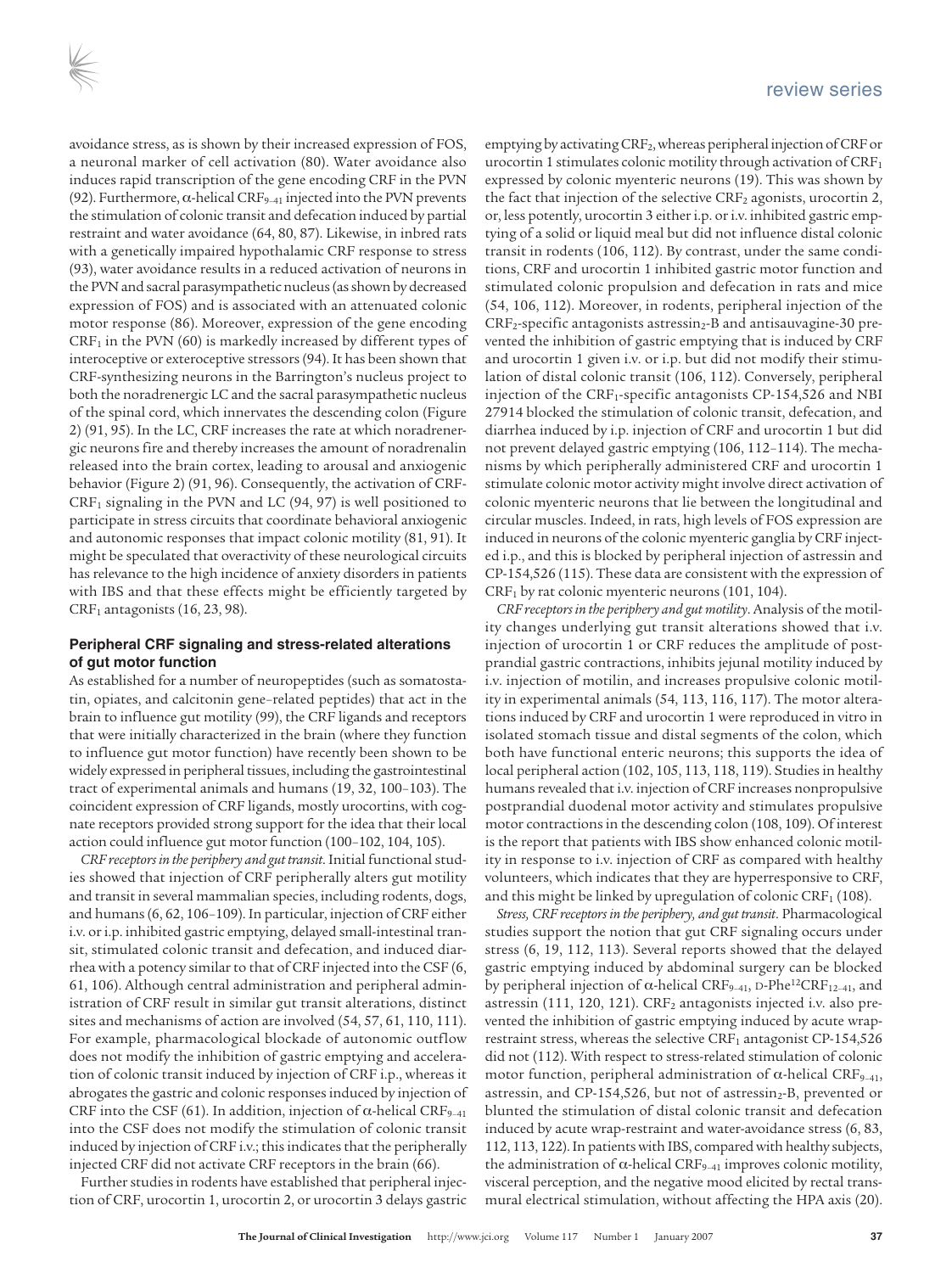avoidance stress, as is shown by their increased expression of FOS, a neuronal marker of cell activation (80). Water avoidance also induces rapid transcription of the gene encoding CRF in the PVN (92). Furthermore, α-helical $CRF_{9-41}$ injected into the PVN prevents the stimulation of colonic transit and defecation induced by partial restraint and water avoidance (64, 80, 87). Likewise, in inbred rats with a genetically impaired hypothalamic CRF response to stress (93), water avoidance results in a reduced activation of neurons in the PVN and sacral parasympathetic nucleus (as shown by decreased expression of FOS) and is associated with an attenuated colonic motor response (86). Moreover, expression of the gene encoding $CRF_1$ in the PVN (60) is markedly increased by different types of interoceptive or exteroceptive stressors (94). It has been shown that CRF-synthesizing neurons in the Barrington's nucleus project to both the noradrenergic LC and the sacral parasympathetic nucleus of the spinal cord, which innervates the descending colon (Figure 2) (91, 95). In the LC, CRF increases the rate at which noradrenergic neurons fire and thereby increases the amount of noradrenalin released into the brain cortex, leading to arousal and anxiogenic behavior (Figure 2) (91, 96). Consequently, the activation of CRF-$CRF_1$ signaling in the PVN and LC (94, 97) is well positioned to participate in stress circuits that coordinate behavioral anxiogenic and autonomic responses that impact colonic motility (81, 91). It might be speculated that overactivity of these neurological circuits has relevance to the high incidence of anxiety disorders in patients with IBS and that these effects might be efficiently targeted by $CRF_1$ antagonists (16, 23, 98).

### Peripheral CRF signaling and stress-related alterations of gut motor function

As established for a number of neuropeptides (such as somatostatin, opiates, and calcitonin gene–related peptides) that act in the brain to influence gut motility (99), the CRF ligands and receptors that were initially characterized in the brain (where they function to influence gut motor function) have recently been shown to be widely expressed in peripheral tissues, including the gastrointestinal tract of experimental animals and humans (19, 32, 100–103). The coincident expression of CRF ligands, mostly urocortins, with cognate receptors provided strong support for the idea that their local action could influence gut motor function (100–102, 104, 105).

*CRF receptors in the periphery and gut transit.* Initial functional studies showed that injection of CRF peripherally alters gut motility and transit in several mammalian species, including rodents, dogs, and humans (6, 62, 106–109). In particular, injection of CRF either i.v. or i.p. inhibited gastric emptying, delayed small-intestinal transit, stimulated colonic transit and defecation, and induced diarrhea with a potency similar to that of CRF injected into the CSF (6, 61, 106). Although central administration and peripheral administration of CRF result in similar gut transit alterations, distinct sites and mechanisms of action are involved (54, 57, 61, 110, 111). For example, pharmacological blockade of autonomic outflow does not modify the inhibition of gastric emptying and acceleration of colonic transit induced by injection of CRF i.p., whereas it abrogates the gastric and colonic responses induced by injection of CRF into the CSF (61). In addition, injection of α-helical $CRF_{9-41}$ into the CSF does not modify the stimulation of colonic transit induced by injection of CRF i.v.; this indicates that the peripherally injected CRF did not activate CRF receptors in the brain (66).

Further studies in rodents have established that peripheral injection of CRF, urocortin 1, urocortin 2, or urocortin 3 delays gastric emptying by activating $CRF_2$, whereas peripheral injection of CRF or urocortin 1 stimulates colonic motility through activation of $CRF_1$ expressed by colonic myenteric neurons (19). This was shown by the fact that injection of the selective $CRF_2$ agonists, urocortin 2, or, less potently, urocortin 3 either i.p. or i.v. inhibited gastric emptying of a solid or liquid meal but did not influence distal colonic transit in rodents (106, 112). By contrast, under the same conditions, CRF and urocortin 1 inhibited gastric motor function and stimulated colonic propulsion and defecation in rats and mice (54, 106, 112). Moreover, in rodents, peripheral injection of the $CRF_2$-specific antagonists astressin$_2$-B and antisauvagine-30 prevented the inhibition of gastric emptying that is induced by CRF and urocortin 1 given i.v. or i.p. but did not modify their stimulation of distal colonic transit (106, 112). Conversely, peripheral injection of the $CRF_1$-specific antagonists CP-154,526 and NBI 27914 blocked the stimulation of colonic transit, defecation, and diarrhea induced by i.p. injection of CRF and urocortin 1 but did not prevent delayed gastric emptying (106, 112–114). The mechanisms by which peripherally administered CRF and urocortin 1 stimulate colonic motor activity might involve direct activation of colonic myenteric neurons that lie between the longitudinal and circular muscles. Indeed, in rats, high levels of FOS expression are induced in neurons of the colonic myenteric ganglia by CRF injected i.p., and this is blocked by peripheral injection of astressin and CP-154,526 (115). These data are consistent with the expression of $CRF_1$ by rat colonic myenteric neurons (101, 104).

*CRF receptors in the periphery and gut motility.* Analysis of the motility changes underlying gut transit alterations showed that i.v. injection of urocortin 1 or CRF reduces the amplitude of postprandial gastric contractions, inhibits jejunal motility induced by i.v. injection of motilin, and increases propulsive colonic motility in experimental animals (54, 113, 116, 117). The motor alterations induced by CRF and urocortin 1 were reproduced in vitro in isolated stomach tissue and distal segments of the colon, which both have functional enteric neurons; this supports the idea of local peripheral action (102, 105, 113, 118, 119). Studies in healthy humans revealed that i.v. injection of CRF increases nonpropulsive postprandial duodenal motor activity and stimulates propulsive motor contractions in the descending colon (108, 109). Of interest is the report that patients with IBS show enhanced colonic motility in response to i.v. injection of CRF as compared with healthy volunteers, which indicates that they are hyperresponsive to CRF, and this might be linked by upregulation of colonic $CRF_1$ (108).

*Stress, CRF receptors in the periphery, and gut transit.* Pharmacological studies support the notion that gut CRF signaling occurs under stress (6, 19, 112, 113). Several reports showed that the delayed gastric emptying induced by abdominal surgery can be blocked by peripheral injection of α-helical $CRF_{9-41}$, D-Phe$^{12}$$CRF_{12-41}$, and astressin (111, 120, 121). $CRF_2$ antagonists injected i.v. also prevented the inhibition of gastric emptying induced by acute wrap-restraint stress, whereas the selective $CRF_1$ antagonist CP-154,526 did not (112). With respect to stress-related stimulation of colonic motor function, peripheral administration of α-helical $CRF_{9-41}$, astressin, and CP-154,526, but not of astressin$_2$-B, prevented or blunted the stimulation of distal colonic transit and defecation induced by acute wrap-restraint and water-avoidance stress (6, 83, 112, 113, 122). In patients with IBS, compared with healthy subjects, the administration of α-helical $CRF_{9-41}$ improves colonic motility, visceral perception, and the negative mood elicited by rectal transmural electrical stimulation, without affecting the HPA axis (20).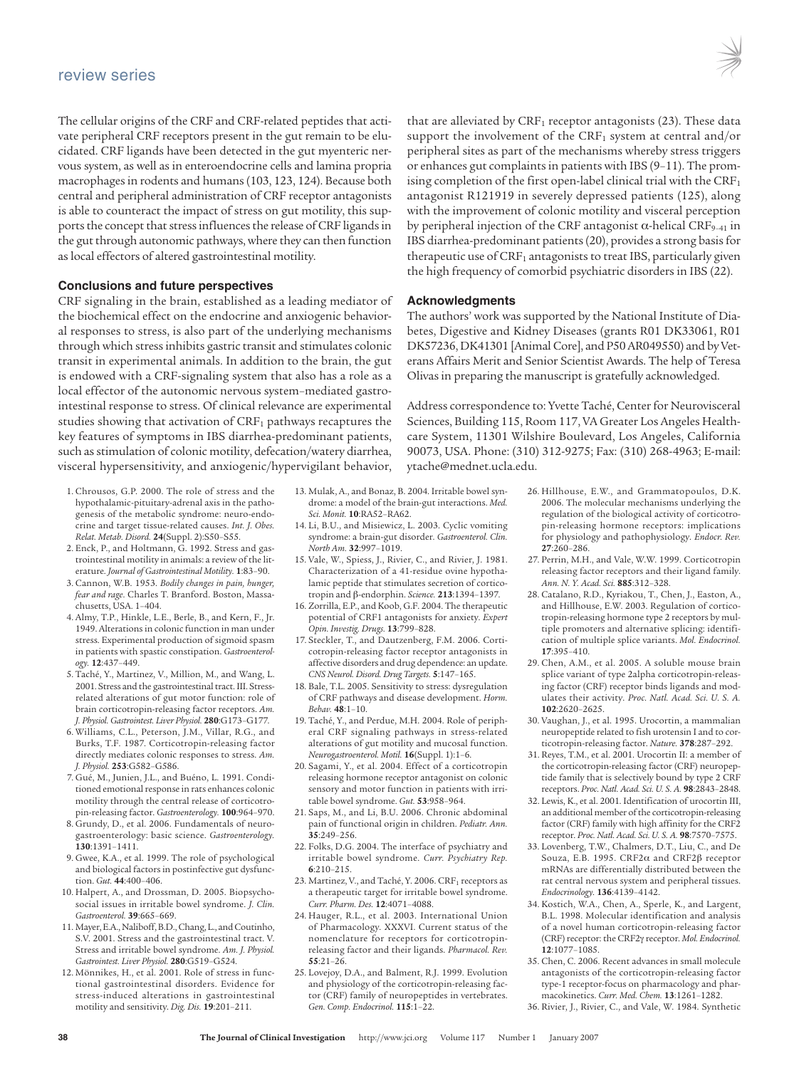The cellular origins of the CRF and CRF-related peptides that activate peripheral CRF receptors present in the gut remain to be elucidated. CRF ligands have been detected in the gut myenteric nervous system, as well as in enteroendocrine cells and lamina propria macrophages in rodents and humans (103, 123, 124). Because both central and peripheral administration of CRF receptor antagonists is able to counteract the impact of stress on gut motility, this supports the concept that stress influences the release of CRF ligands in the gut through autonomic pathways, where they can then function as local effectors of altered gastrointestinal motility.

### Conclusions and future perspectives

CRF signaling in the brain, established as a leading mediator of the biochemical effect on the endocrine and anxiogenic behavioral responses to stress, is also part of the underlying mechanisms through which stress inhibits gastric transit and stimulates colonic transit in experimental animals. In addition to the brain, the gut is endowed with a CRF-signaling system that also has a role as a local effector of the autonomic nervous system–mediated gastrointestinal response to stress. Of clinical relevance are experimental studies showing that activation of $CRF_1$ pathways recaptures the key features of symptoms in IBS diarrhea-predominant patients, such as stimulation of colonic motility, defecation/watery diarrhea, visceral hypersensitivity, and anxiogenic/hypervigilant behavior, that are alleviated by $CRF_1$ receptor antagonists (23). These data support the involvement of the $CRF_1$ system at central and/or peripheral sites as part of the mechanisms whereby stress triggers or enhances gut complaints in patients with IBS (9–11). The promising completion of the first open-label clinical trial with the $CRF_1$ antagonist R121919 in severely depressed patients (125), along with the improvement of colonic motility and visceral perception by peripheral injection of the CRF antagonist α-helical $CRF_{9–41}$ in IBS diarrhea-predominant patients (20), provides a strong basis for therapeutic use of $CRF_1$ antagonists to treat IBS, particularly given the high frequency of comorbid psychiatric disorders in IBS (22).

### Acknowledgments

The authors' work was supported by the National Institute of Diabetes, Digestive and Kidney Diseases (grants R01 DK33061, R01 DK57236, DK41301 [Animal Core], and P50 AR049550) and by Veterans Affairs Merit and Senior Scientist Awards. The help of Teresa Olivas in preparing the manuscript is gratefully acknowledged.

Address correspondence to: Yvette Taché, Center for Neurovisceral Sciences, Building 115, Room 117, VA Greater Los Angeles Healthcare System, 11301 Wilshire Boulevard, Los Angeles, California 90073, USA. Phone: (310) 312-9275; Fax: (310) 268-4963; E-mail: ytache@mednet.ucla.edu.

1. Chrousos, G.P. 2000. The role of stress and the hypothalamic-pituitary-adrenal axis in the pathogenesis of the metabolic syndrome: neuro-endocrine and target tissue-related causes. *Int. J. Obes. Relat. Metab. Disord.* **24**(Suppl. 2):S50–S55.
2. Enck, P., and Holtmann, G. 1992. Stress and gastrointestinal motility in animals: a review of the literature. *Journal of Gastrointestinal Motility.* **1**:83–90.
3. Cannon, W.B. 1953. *Bodily changes in pain, hunger, fear and rage.* Charles T. Branford. Boston, Massachusetts, USA. 1–404.
4. Almy, T.P., Hinkle, L.E., Berle, B., and Kern, F., Jr. 1949. Alterations in colonic function in man under stress. Experimental production of sigmoid spasm in patients with spastic constipation. *Gastroenterology.* **12**:437–449.
5. Taché, Y., Martinez, V., Million, M., and Wang, L. 2001. Stress and the gastrointestinal tract. III. Stress-related alterations of gut motor function: role of brain corticotropin-releasing factor receptors. *Am. J. Physiol. Gastrointest. Liver Physiol.* **280**:G173–G177.
6. Williams, C.L., Peterson, J.M., Villar, R.G., and Burks, T.F. 1987. Corticotropin-releasing factor directly mediates colonic responses to stress. *Am. J. Physiol.* **253**:G582–G586.
7. Gué, M., Junien, J.L., and Buéno, L. 1991. Conditioned emotional response in rats enhances colonic motility through the central release of corticotropin-releasing factor. *Gastroenterology.* **100**:964–970.
8. Grundy, D., et al. 2006. Fundamentals of neurogastroenterology: basic science. *Gastroenterology.* **130**:1391–1411.
9. Gwee, K.A., et al. 1999. The role of psychological and biological factors in postinfective gut dysfunction. *Gut.* **44**:400–406.
10. Halpert, A., and Drossman, D. 2005. Biopsychosocial issues in irritable bowel syndrome. *J. Clin. Gastroenterol.* **39**:665–669.
11. Mayer, E.A., Naliboff, B.D., Chang, L., and Coutinho, S.V. 2001. Stress and the gastrointestinal tract. V. Stress and irritable bowel syndrome. *Am. J. Physiol. Gastrointest. Liver Physiol.* **280**:G519–G524.
12. Mönnikes, H., et al. 2001. Role of stress in functional gastrointestinal disorders. Evidence for stress-induced alterations in gastrointestinal motility and sensitivity. *Dig. Dis.* **19**:201–211.
13. Mulak, A., and Bonaz, B. 2004. Irritable bowel syndrome: a model of the brain-gut interactions. *Med. Sci. Monit.* **10**:RA52–RA62.
14. Li, B.U., and Misiewicz, L. 2003. Cyclic vomiting syndrome: a brain-gut disorder. *Gastroenterol. Clin. North Am.* **32**:997–1019.
15. Vale, W., Spiess, J., Rivier, C., and Rivier, J. 1981. Characterization of a 41-residue ovine hypothalamic peptide that stimulates secretion of corticotropin and β-endorphin. *Science.* **213**:1394–1397.
16. Zorrilla, E.P., and Koob, G.F. 2004. The therapeutic potential of CRF1 antagonists for anxiety. *Expert Opin. Investig. Drugs.* **13**:799–828.
17. Steckler, T., and Dautzenberg, F.M. 2006. Corticotropin-releasing factor receptor antagonists in affective disorders and drug dependence: an update. *CNS Neurol. Disord. Drug Targets.* **5**:147–165.
18. Bale, T.L. 2005. Sensitivity to stress: dysregulation of CRF pathways and disease development. *Horm. Behav.* **48**:1–10.
19. Taché, Y., and Perdue, M.H. 2004. Role of peripheral CRF signaling pathways in stress-related alterations of gut motility and mucosal function. *Neurogastroenterol. Motil.* **16**(Suppl. 1):1–6.
20. Sagami, Y., et al. 2004. Effect of a corticotropin releasing hormone receptor antagonist on colonic sensory and motor function in patients with irritable bowel syndrome. *Gut.* **53**:958–964.
21. Saps, M., and Li, B.U. 2006. Chronic abdominal pain of functional origin in children. *Pediatr. Ann.* **35**:249–256.
22. Folks, D.G. 2004. The interface of psychiatry and irritable bowel syndrome. *Curr. Psychiatry Rep.* **6**:210–215.
23. Martinez, V., and Taché, Y. 2006. $CRF_1$ receptors as a therapeutic target for irritable bowel syndrome. *Curr. Pharm. Des.* **12**:4071–4088.
24. Hauger, R.L., et al. 2003. International Union of Pharmacology. XXXVI. Current status of the nomenclature for receptors for corticotropin-releasing factor and their ligands. *Pharmacol. Rev.* **55**:21–26.
25. Lovejoy, D.A., and Balment, R.J. 1999. Evolution and physiology of the corticotropin-releasing factor (CRF) family of neuropeptides in vertebrates. *Gen. Comp. Endocrinol.* **115**:1–22.
26. Hillhouse, E.W., and Grammatopoulos, D.K. 2006. The molecular mechanisms underlying the regulation of the biological activity of corticotropin-releasing hormone receptors: implications for physiology and pathophysiology. *Endocr. Rev.* **27**:260–286.
27. Perrin, M.H., and Vale, W.W. 1999. Corticotropin releasing factor receptors and their ligand family. *Ann. N. Y. Acad. Sci.* **885**:312–328.
28. Catalano, R.D., Kyriakou, T., Chen, J., Easton, A., and Hillhouse, E.W. 2003. Regulation of corticotropin-releasing hormone type 2 receptors by multiple promoters and alternative splicing: identification of multiple splice variants. *Mol. Endocrinol.* **17**:395–410.
29. Chen, A.M., et al. 2005. A soluble mouse brain splice variant of type 2alpha corticotropin-releasing factor (CRF) receptor binds ligands and modulates their activity. *Proc. Natl. Acad. Sci. U. S. A.* **102**:2620–2625.
30. Vaughan, J., et al. 1995. Urocortin, a mammalian neuropeptide related to fish urotensin I and to corticotropin-releasing factor. *Nature.* **378**:287–292.
31. Reyes, T.M., et al. 2001. Urocortin II: a member of the corticotropin-releasing factor (CRF) neuropeptide family that is selectively bound by type 2 CRF receptors. *Proc. Natl. Acad. Sci. U. S. A.* **98**:2843–2848.
32. Lewis, K., et al. 2001. Identification of urocortin III, an additional member of the corticotropin-releasing factor (CRF) family with high affinity for the CRF2 receptor. *Proc. Natl. Acad. Sci. U. S. A.* **98**:7570–7575.
33. Lovenberg, T.W., Chalmers, D.T., Liu, C., and De Souza, E.B. 1995. CRF2α and CRF2β receptor mRNAs are differentially distributed between the rat central nervous system and peripheral tissues. *Endocrinology.* **136**:4139–4142.
34. Kostich, W.A., Chen, A., Sperle, K., and Largent, B.L. 1998. Molecular identification and analysis of a novel human corticotropin-releasing factor (CRF) receptor: the CRF2γ receptor. *Mol. Endocrinol.* **12**:1077–1085.
35. Chen, C. 2006. Recent advances in small molecule antagonists of the corticotropin-releasing factor type-1 receptor-focus on pharmacology and pharmacokinetics. *Curr. Med. Chem.* **13**:1261–1282.
36. Rivier, J., Rivier, C., and Vale, W. 1984. Synthetic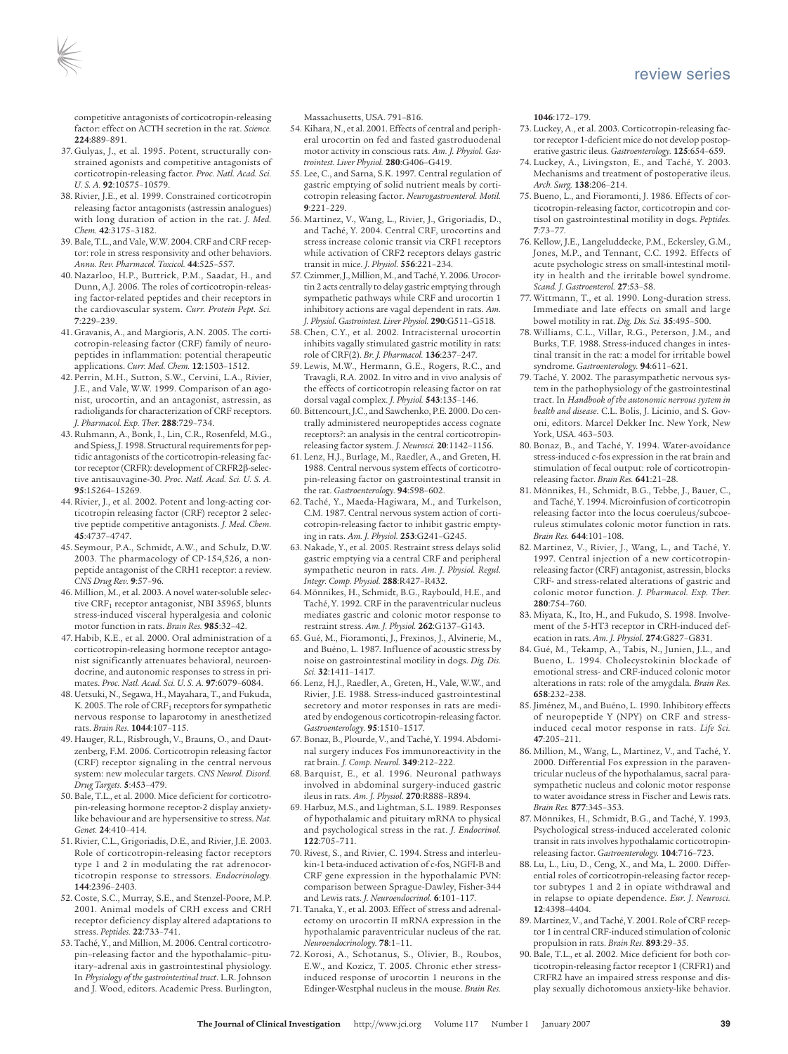competitive antagonists of corticotropin-releasing factor: effect on ACTH secretion in the rat. *Science.* **224**:889–891.

37. Gulyas, J., et al. 1995. Potent, structurally constrained agonists and competitive antagonists of corticotropin-releasing factor. *Proc. Natl. Acad. Sci. U. S. A.* **92**:10575–10579.
38. Rivier, J.E., et al. 1999. Constrained corticotropin releasing factor antagonists (astressin analogues) with long duration of action in the rat. *J. Med. Chem.* **42**:3175–3182.
39. Bale, T.L., and Vale, W.W. 2004. CRF and CRF receptor: role in stress responsivity and other behaviors. *Annu. Rev. Pharmacol. Toxicol.* **44**:525–557.
40. Nazarloo, H.P., Buttrick, P.M., Saadat, H., and Dunn, A.J. 2006. The roles of corticotropin-releasing factor-related peptides and their receptors in the cardiovascular system. *Curr. Protein Pept. Sci.* **7**:229–239.
41. Gravanis, A., and Margioris, A.N. 2005. The corticotropin-releasing factor (CRF) family of neuropeptides in inflammation: potential therapeutic applications. *Curr. Med. Chem.* **12**:1503–1512.
42. Perrin, M.H., Sutton, S.W., Cervini, L.A., Rivier, J.E., and Vale, W.W. 1999. Comparison of an agonist, urocortin, and an antagonist, astressin, as radioligands for characterization of CRF receptors. *J. Pharmacol. Exp. Ther.* **288**:729–734.
43. Ruhmann, A., Bonk, I., Lin, C.R., Rosenfeld, M.G., and Spiess, J. 1998. Structural requirements for peptidic antagonists of the corticotropin-releasing factor receptor (CRFR): development of CRFR2β-selective antisauvagine-30. *Proc. Natl. Acad. Sci. U. S. A.* **95**:15264–15269.
44. Rivier, J., et al. 2002. Potent and long-acting corticotropin releasing factor (CRF) receptor 2 selective peptide competitive antagonists. *J. Med. Chem.* **45**:4737–4747.
45. Seymour, P.A., Schmidt, A.W., and Schulz, D.W. 2003. The pharmacology of CP-154,526, a non-peptide antagonist of the CRH1 receptor: a review. *CNS Drug Rev.* **9**:57–96.
46. Million, M., et al. 2003. A novel water-soluble selective $CRF_1$ receptor antagonist, NBI 35965, blunts stress-induced visceral hyperalgesia and colonic motor function in rats. *Brain Res.* **985**:32–42.
47. Habib, K.E., et al. 2000. Oral administration of a corticotropin-releasing hormone receptor antagonist significantly attenuates behavioral, neuroendocrine, and autonomic responses to stress in primates. *Proc. Natl. Acad. Sci. U. S. A.* **97**:6079–6084.
48. Uetsuki, N., Segawa, H., Mayahara, T., and Fukuda, K. 2005. The role of $CRF_1$ receptors for sympathetic nervous response to laparotomy in anesthetized rats. *Brain Res.* **1044**:107–115.
49. Hauger, R.L., Risbrough, V., Brauns, O., and Dautzenberg, F.M. 2006. Corticotropin releasing factor (CRF) receptor signaling in the central nervous system: new molecular targets. *CNS Neurol. Disord. Drug Targets.* **5**:453–479.
50. Bale, T.L., et al. 2000. Mice deficient for corticotropin-releasing hormone receptor-2 display anxiety-like behaviour and are hypersensitive to stress. *Nat. Genet.* **24**:410–414.
51. Rivier, C.L., Grigoriadis, D.E., and Rivier, J.E. 2003. Role of corticotropin-releasing factor receptors type 1 and 2 in modulating the rat adrenocorticotropin response to stressors. *Endocrinology.* **144**:2396–2403.
52. Coste, S.C., Murray, S.E., and Stenzel-Poore, M.P. 2001. Animal models of CRH excess and CRH receptor deficiency display altered adaptations to stress. *Peptides.* **22**:733–741.
53. Taché, Y., and Million, M. 2006. Central corticotropin-releasing factor and the hypothalamic–pituitary–adrenal axis in gastrointestinal physiology. In *Physiology of the gastrointestinal tract*. L.R. Johnson and J. Wood, editors. Academic Press. Burlington, Massachusetts, USA. 791–816.
54. Kihara, N., et al. 2001. Effects of central and peripheral urocortin on fed and fasted gastroduodenal motor activity in conscious rats. *Am. J. Physiol. Gastrointest. Liver Physiol.* **280**:G406–G419.
55. Lee, C., and Sarna, S.K. 1997. Central regulation of gastric emptying of solid nutrient meals by corticotropin releasing factor. *Neurogastroenterol. Motil.* **9**:221–229.
56. Martinez, V., Wang, L., Rivier, J., Grigoriadis, D., and Taché, Y. 2004. Central CRF, urocortins and stress increase colonic transit via CRF1 receptors while activation of CRF2 receptors delays gastric transit in mice. *J. Physiol.* **556**:221–234.
57. Czimmer, J., Million, M., and Taché, Y. 2006. Urocortin 2 acts centrally to delay gastric emptying through sympathetic pathways while CRF and urocortin 1 inhibitory actions are vagal dependent in rats. *Am. J. Physiol. Gastrointest. Liver Physiol.* **290**:G511–G518.
58. Chen, C.Y., et al. 2002. Intracisternal urocortin inhibits vagally stimulated gastric motility in rats: role of CRF(2). *Br. J. Pharmacol.* **136**:237–247.
59. Lewis, M.W., Hermann, G.E., Rogers, R.C., and Travagli, R.A. 2002. In vitro and in vivo analysis of the effects of corticotropin releasing factor on rat dorsal vagal complex. *J. Physiol.* **543**:135–146.
60. Bittencourt, J.C., and Sawchenko, P.E. 2000. Do centrally administered neuropeptides access cognate receptors?: an analysis in the central corticotropin-releasing factor system. *J. Neurosci.* **20**:1142–1156.
61. Lenz, H.J., Burlage, M., Raedler, A., and Greten, H. 1988. Central nervous system effects of corticotropin-releasing factor on gastrointestinal transit in the rat. *Gastroenterology.* **94**:598–602.
62. Taché, Y., Maeda-Hagiwara, M., and Turkelson, C.M. 1987. Central nervous system action of corticotropin-releasing factor to inhibit gastric emptying in rats. *Am. J. Physiol.* **253**:G241–G245.
63. Nakade, Y., et al. 2005. Restraint stress delays solid gastric emptying via a central CRF and peripheral sympathetic neuron in rats. *Am. J. Physiol. Regul. Integr. Comp. Physiol.* **288**:R427–R432.
64. Mönnikes, H., Schmidt, B.G., Raybould, H.E., and Taché, Y. 1992. CRF in the paraventricular nucleus mediates gastric and colonic motor response to restraint stress. *Am. J. Physiol.* **262**:G137–G143.
65. Gué, M., Fioramonti, J., Frexinos, J., Alvinerie, M., and Buéno, L. 1987. Influence of acoustic stress by noise on gastrointestinal motility in dogs. *Dig. Dis. Sci.* **32**:1411–1417.
66. Lenz, H.J., Raedler, A., Greten, H., Vale, W.W., and Rivier, J.E. 1988. Stress-induced gastrointestinal secretory and motor responses in rats are mediated by endogenous corticotropin-releasing factor. *Gastroenterology.* **95**:1510–1517.
67. Bonaz, B., Plourde, V., and Taché, Y. 1994. Abdominal surgery induces Fos immunoreactivity in the rat brain. *J. Comp. Neurol.* **349**:212–222.
68. Barquist, E., et al. 1996. Neuronal pathways involved in abdominal surgery-induced gastric ileus in rats. *Am. J. Physiol.* **270**:R888–R894.
69. Harbuz, M.S., and Lightman, S.L. 1989. Responses of hypothalamic and pituitary mRNA to physical and psychological stress in the rat. *J. Endocrinol.* **122**:705–711.
70. Rivest, S., and Rivier, C. 1994. Stress and interleukin-1 beta-induced activation of c-fos, NGFI-B and CRF gene expression in the hypothalamic PVN: comparison between Sprague-Dawley, Fisher-344 and Lewis rats. *J. Neuroendocrinol.* **6**:101–117.
71. Tanaka, Y., et al. 2003. Effect of stress and adrenalectomy on urocortin II mRNA expression in the hypothalamic paraventricular nucleus of the rat. *Neuroendocrinology.* **78**:1–11.
72. Korosi, A., Schotanus, S., Olivier, B., Roubos, E.W., and Kozicz, T. 2005. Chronic ether stress-induced response of urocortin 1 neurons in the Edinger-Westphal nucleus in the mouse. *Brain Res.* **1046**:172–179.
73. Luckey, A., et al. 2003. Corticotropin-releasing factor receptor 1-deficient mice do not develop postoperative gastric ileus. *Gastroenterology.* **125**:654–659.
74. Luckey, A., Livingston, E., and Taché, Y. 2003. Mechanisms and treatment of postoperative ileus. *Arch. Surg.* **138**:206–214.
75. Bueno, L., and Fioramonti, J. 1986. Effects of corticotropin-releasing factor, corticotropin and cortisol on gastrointestinal motility in dogs. *Peptides.* **7**:73–77.
76. Kellow, J.E., Langeluddecke, P.M., Eckersley, G.M., Jones, M.P., and Tennant, C.C. 1992. Effects of acute psychologic stress on small-intestinal motility in health and the irritable bowel syndrome. *Scand. J. Gastroenterol.* **27**:53–58.
77. Wittmann, T., et al. 1990. Long-duration stress. Immediate and late effects on small and large bowel motility in rat. *Dig. Dis. Sci.* **35**:495–500.
78. Williams, C.L., Villar, R.G., Peterson, J.M., and Burks, T.F. 1988. Stress-induced changes in intestinal transit in the rat: a model for irritable bowel syndrome. *Gastroenterology.* **94**:611–621.
79. Taché, Y. 2002. The parasympathetic nervous system in the pathophysiology of the gastrointestinal tract. In *Handbook of the autonomic nervous system in health and disease*. C.L. Bolis, J. Licinio, and S. Govoni, editors. Marcel Dekker Inc. New York, New York, USA. 463–503.
80. Bonaz, B., and Taché, Y. 1994. Water-avoidance stress-induced c-fos expression in the rat brain and stimulation of fecal output: role of corticotropin-releasing factor. *Brain Res.* **641**:21–28.
81. Mönnikes, H., Schmidt, B.G., Tebbe, J., Bauer, C., and Taché, Y. 1994. Microinfusion of corticotropin releasing factor into the locus coeruleus/subcoeruleus stimulates colonic motor function in rats. *Brain Res.* **644**:101–108.
82. Martinez, V., Rivier, J., Wang, L., and Taché, Y. 1997. Central injection of a new corticotropin-releasing factor (CRF) antagonist, astressin, blocks CRF- and stress-related alterations of gastric and colonic motor function. *J. Pharmacol. Exp. Ther.* **280**:754–760.
83. Miyata, K., Ito, H., and Fukudo, S. 1998. Involvement of the 5-HT3 receptor in CRH-induced defecation in rats. *Am. J. Physiol.* **274**:G827–G831.
84. Gué, M., Tekamp, A., Tabis, N., Junien, J.L., and Bueno, L. 1994. Cholecystokinin blockade of emotional stress- and CRF-induced colonic motor alterations in rats: role of the amygdala. *Brain Res.* **658**:232–238.
85. Jiménez, M., and Buéno, L. 1990. Inhibitory effects of neuropeptide Y (NPY) on CRF and stress-induced cecal motor response in rats. *Life Sci.* **47**:205–211.
86. Million, M., Wang, L., Martinez, V., and Taché, Y. 2000. Differential Fos expression in the paraventricular nucleus of the hypothalamus, sacral parasympathetic nucleus and colonic motor response to water avoidance stress in Fischer and Lewis rats. *Brain Res.* **877**:345–353.
87. Mönnikes, H., Schmidt, B.G., and Taché, Y. 1993. Psychological stress-induced accelerated colonic transit in rats involves hypothalamic corticotropin-releasing factor. *Gastroenterology.* **104**:716–723.
88. Lu, L., Liu, D., Ceng, X., and Ma, L. 2000. Differential roles of corticotropin-releasing factor receptor subtypes 1 and 2 in opiate withdrawal and in relapse to opiate dependence. *Eur. J. Neurosci.* **12**:4398–4404.
89. Martinez, V., and Taché, Y. 2001. Role of CRF receptor 1 in central CRF-induced stimulation of colonic propulsion in rats. *Brain Res.* **893**:29–35.
90. Bale, T.L., et al. 2002. Mice deficient for both corticotropin-releasing factor receptor 1 (CRFR1) and CRFR2 have an impaired stress response and display sexually dichotomous anxiety-like behavior.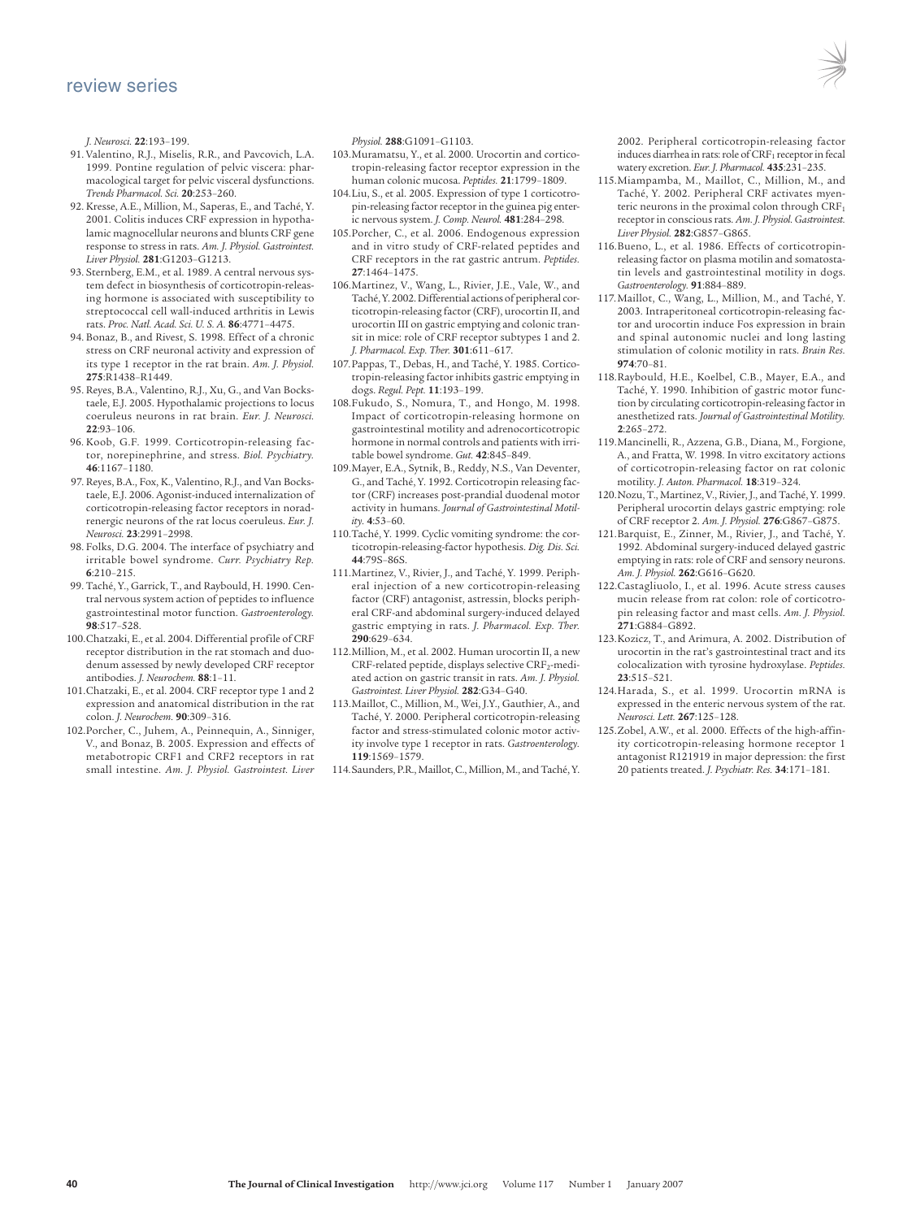*J. Neurosci.* **22**:193–199.

91. Valentino, R.J., Miselis, R.R., and Pavcovich, L.A. 1999. Pontine regulation of pelvic viscera: pharmacological target for pelvic visceral dysfunctions. *Trends Pharmacol. Sci.* **20**:253–260.
92. Kresse, A.E., Million, M., Saperas, E., and Taché, Y. 2001. Colitis induces CRF expression in hypothalamic magnocellular neurons and blunts CRF gene response to stress in rats. *Am. J. Physiol. Gastrointest. Liver Physiol.* **281**:G1203–G1213.
93. Sternberg, E.M., et al. 1989. A central nervous system defect in biosynthesis of corticotropin-releasing hormone is associated with susceptibility to streptococcal cell wall-induced arthritis in Lewis rats. *Proc. Natl. Acad. Sci. U. S. A.* **86**:4771–4475.
94. Bonaz, B., and Rivest, S. 1998. Effect of a chronic stress on CRF neuronal activity and expression of its type 1 receptor in the rat brain. *Am. J. Physiol.* **275**:R1438–R1449.
95. Reyes, B.A., Valentino, R.J., Xu, G., and Van Bockstaele, E.J. 2005. Hypothalamic projections to locus coeruleus neurons in rat brain. *Eur. J. Neurosci.* **22**:93–106.
96. Koob, G.F. 1999. Corticotropin-releasing factor, norepinephrine, and stress. *Biol. Psychiatry.* **46**:1167–1180.
97. Reyes, B.A., Fox, K., Valentino, R.J., and Van Bockstaele, E.J. 2006. Agonist-induced internalization of corticotropin-releasing factor receptors in noradrenergic neurons of the rat locus coeruleus. *Eur. J. Neurosci.* **23**:2991–2998.
98. Folks, D.G. 2004. The interface of psychiatry and irritable bowel syndrome. *Curr. Psychiatry Rep.* **6**:210–215.
99. Taché, Y., Garrick, T., and Raybould, H. 1990. Central nervous system action of peptides to influence gastrointestinal motor function. *Gastroenterology.* **98**:517–528.
100. Chatzaki, E., et al. 2004. Differential profile of CRF receptor distribution in the rat stomach and duodenum assessed by newly developed CRF receptor antibodies. *J. Neurochem.* **88**:1–11.
101. Chatzaki, E., et al. 2004. CRF receptor type 1 and 2 expression and anatomical distribution in the rat colon. *J. Neurochem.* **90**:309–316.
102. Porcher, C., Juhem, A., Peinnequin, A., Sinniger, V., and Bonaz, B. 2005. Expression and effects of metabotropic CRF1 and CRF2 receptors in rat small intestine. *Am. J. Physiol. Gastrointest. Liver Physiol.* **288**:G1091–G1103.
103. Muramatsu, Y., et al. 2000. Urocortin and corticotropin-releasing factor receptor expression in the human colonic mucosa. *Peptides.* **21**:1799–1809.
104. Liu, S., et al. 2005. Expression of type 1 corticotropin-releasing factor receptor in the guinea pig enteric nervous system. *J. Comp. Neurol.* **481**:284–298.
105. Porcher, C., et al. 2006. Endogenous expression and in vitro study of CRF-related peptides and CRF receptors in the rat gastric antrum. *Peptides.* **27**:1464–1475.
106. Martinez, V., Wang, L., Rivier, J.E., Vale, W., and Taché, Y. 2002. Differential actions of peripheral corticotropin-releasing factor (CRF), urocortin II, and urocortin III on gastric emptying and colonic transit in mice: role of CRF receptor subtypes 1 and 2. *J. Pharmacol. Exp. Ther.* **301**:611–617.
107. Pappas, T., Debas, H., and Taché, Y. 1985. Corticotropin-releasing factor inhibits gastric emptying in dogs. *Regul. Pept.* **11**:193–199.
108. Fukudo, S., Nomura, T., and Hongo, M. 1998. Impact of corticotropin-releasing hormone on gastrointestinal motility and adrenocorticotropic hormone in normal controls and patients with irritable bowel syndrome. *Gut.* **42**:845–849.
109. Mayer, E.A., Sytnik, B., Reddy, N.S., Van Deventer, G., and Taché, Y. 1992. Corticotropin releasing factor (CRF) increases post-prandial duodenal motor activity in humans. *Journal of Gastrointestinal Motility.* **4**:53–60.
110. Taché, Y. 1999. Cyclic vomiting syndrome: the corticotropin-releasing-factor hypothesis. *Dig. Dis. Sci.* **44**:79S–86S.
111. Martinez, V., Rivier, J., and Taché, Y. 1999. Peripheral injection of a new corticotropin-releasing factor (CRF) antagonist, astressin, blocks peripheral CRF-and abdominal surgery-induced delayed gastric emptying in rats. *J. Pharmacol. Exp. Ther.* **290**:629–634.
112. Million, M., et al. 2002. Human urocortin II, a new CRF-related peptide, displays selective $CRF_2$-mediated action on gastric transit in rats. *Am. J. Physiol. Gastrointest. Liver Physiol.* **282**:G34–G40.
113. Maillot, C., Million, M., Wei, J.Y., Gauthier, A., and Taché, Y. 2000. Peripheral corticotropin-releasing factor and stress-stimulated colonic motor activity involve type 1 receptor in rats. *Gastroenterology.* **119**:1569–1579.
114. Saunders, P.R., Maillot, C., Million, M., and Taché, Y. 2002. Peripheral corticotropin-releasing factor induces diarrhea in rats: role of $CRF_1$ receptor in fecal watery excretion. *Eur. J. Pharmacol.* **435**:231–235.
115. Miampamba, M., Maillot, C., Million, M., and Taché, Y. 2002. Peripheral CRF activates myenteric neurons in the proximal colon through $CRF_1$ receptor in conscious rats. *Am. J. Physiol. Gastrointest. Liver Physiol.* **282**:G857–G865.
116. Bueno, L., et al. 1986. Effects of corticotropin-releasing factor on plasma motilin and somatostatin levels and gastrointestinal motility in dogs. *Gastroenterology.* **91**:884–889.
117. Maillot, C., Wang, L., Million, M., and Taché, Y. 2003. Intraperitoneal corticotropin-releasing factor and urocortin induce Fos expression in brain and spinal autonomic nuclei and long lasting stimulation of colonic motility in rats. *Brain Res.* **974**:70–81.
118. Raybould, H.E., Koelbel, C.B., Mayer, E.A., and Taché, Y. 1990. Inhibition of gastric motor function by circulating corticotropin-releasing factor in anesthetized rats. *Journal of Gastrointestinal Motility.* **2**:265–272.
119. Mancinelli, R., Azzena, G.B., Diana, M., Forgione, A., and Fratta, W. 1998. In vitro excitatory actions of corticotropin-releasing factor on rat colonic motility. *J. Auton. Pharmacol.* **18**:319–324.
120. Nozu, T., Martinez, V., Rivier, J., and Taché, Y. 1999. Peripheral urocortin delays gastric emptying: role of CRF receptor 2. *Am. J. Physiol.* **276**:G867–G875.
121. Barquist, E., Zinner, M., Rivier, J., and Taché, Y. 1992. Abdominal surgery-induced delayed gastric emptying in rats: role of CRF and sensory neurons. *Am. J. Physiol.* **262**:G616–G620.
122. Castagliuolo, I., et al. 1996. Acute stress causes mucin release from rat colon: role of corticotropin releasing factor and mast cells. *Am. J. Physiol.* **271**:G884–G892.
123. Kozicz, T., and Arimura, A. 2002. Distribution of urocortin in the rat's gastrointestinal tract and its colocalization with tyrosine hydroxylase. *Peptides.* **23**:515–521.
124. Harada, S., et al. 1999. Urocortin mRNA is expressed in the enteric nervous system of the rat. *Neurosci. Lett.* **267**:125–128.
125. Zobel, A.W., et al. 2000. Effects of the high-affinity corticotropin-releasing hormone receptor 1 antagonist R121919 in major depression: the first 20 patients treated. *J. Psychiatr. Res.* **34**:171–181.